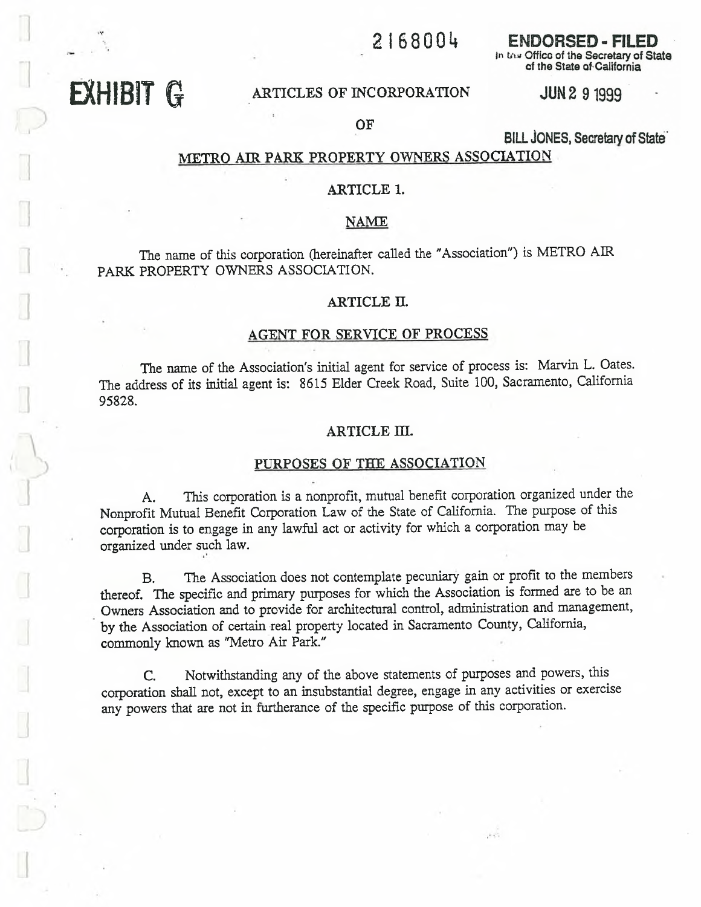2168004

**ENDORSED - FILED**
In the Office of the Secretary of State of the State of California

**JUN 2 9 1999**

**BILL JONES, Secretary of State**

**EXHIBIT G**

# ARTICLES OF INCORPORATION

# OF

# METRO AIR PARK PROPERTY OWNERS ASSOCIATION

## ARTICLE 1.

## NAME

The name of this corporation (hereinafter called the "Association") is METRO AIR PARK PROPERTY OWNERS ASSOCIATION.

## ARTICLE II.

## AGENT FOR SERVICE OF PROCESS

The name of the Association's initial agent for service of process is: Marvin L. Oates. The address of its initial agent is: 8615 Elder Creek Road, Suite 100, Sacramento, California 95828.

## ARTICLE III.

## PURPOSES OF THE ASSOCIATION

A. This corporation is a nonprofit, mutual benefit corporation organized under the Nonprofit Mutual Benefit Corporation Law of the State of California. The purpose of this corporation is to engage in any lawful act or activity for which a corporation may be organized under such law.

B. The Association does not contemplate pecuniary gain or profit to the members thereof. The specific and primary purposes for which the Association is formed are to be an Owners Association and to provide for architectural control, administration and management, by the Association of certain real property located in Sacramento County, California, commonly known as "Metro Air Park."

C. Notwithstanding any of the above statements of purposes and powers, this corporation shall not, except to an insubstantial degree, engage in any activities or exercise any powers that are not in furtherance of the specific purpose of this corporation.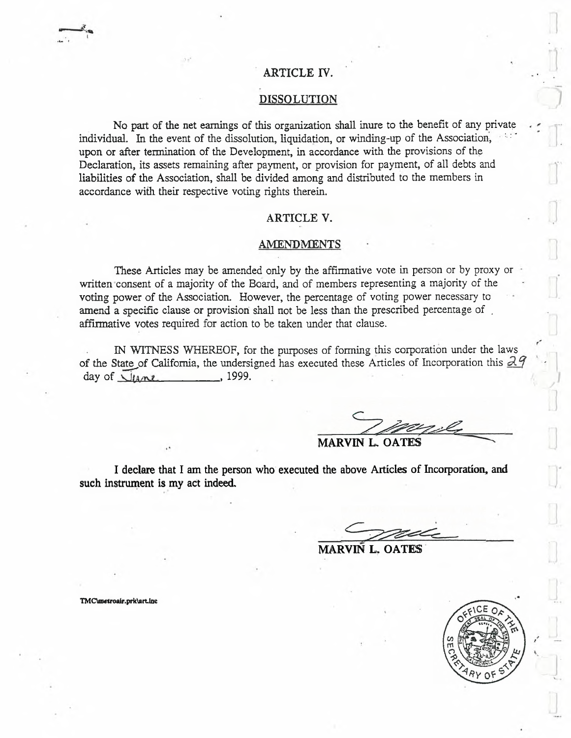## ARTICLE IV.

### DISSOLUTION

No part of the net earnings of this organization shall inure to the benefit of any private individual. In the event of the dissolution, liquidation, or winding-up of the Association, upon or after termination of the Development, in accordance with the provisions of the Declaration, its assets remaining after payment, or provision for payment, of all debts and liabilities of the Association, shall be divided among and distributed to the members in accordance with their respective voting rights therein.

## ARTICLE V.

### AMENDMENTS

These Articles may be amended only by the affirmative vote in person or by proxy or written consent of a majority of the Board, and of members representing a majority of the voting power of the Association. However, the percentage of voting power necessary to amend a specific clause or provision shall not be less than the prescribed percentage of affirmative votes required for action to be taken under that clause.

IN WITNESS WHEREOF, for the purposes of forming this corporation under the laws of the State of California, the undersigned has executed these Articles of Incorporation this 29 day of June, 1999.

MARVIN L. OATES

**I declare that I am the person who executed the above Articles of Incorporation, and such instrument is my act indeed.**

MARVIN L. OATES

TMC\metroair.prk\art.inc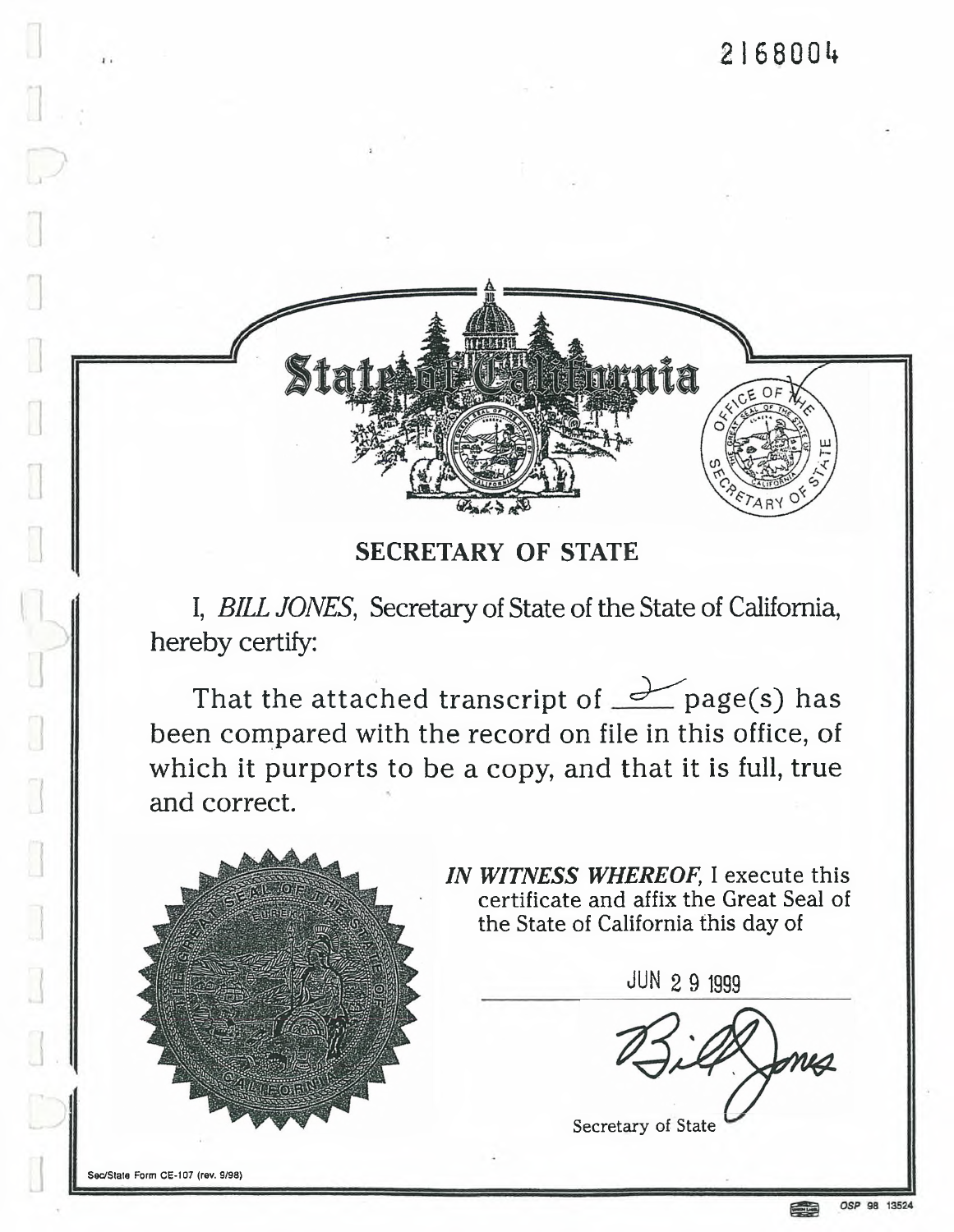2168004

State of California

SECRETARY OF STATE

I, *BILL JONES*, Secretary of State of the State of California, hereby certify:

That the attached transcript of 2 page(s) has been compared with the record on file in this office, of which it purports to be a copy, and that it is full, true and correct.

***IN WITNESS WHEREOF***, I execute this certificate and affix the Great Seal of the State of California this day of

JUN 29 1999

Bill Jones

Secretary of State

Sec/State Form CE-107 (rev. 9/98)

OSP 98 13524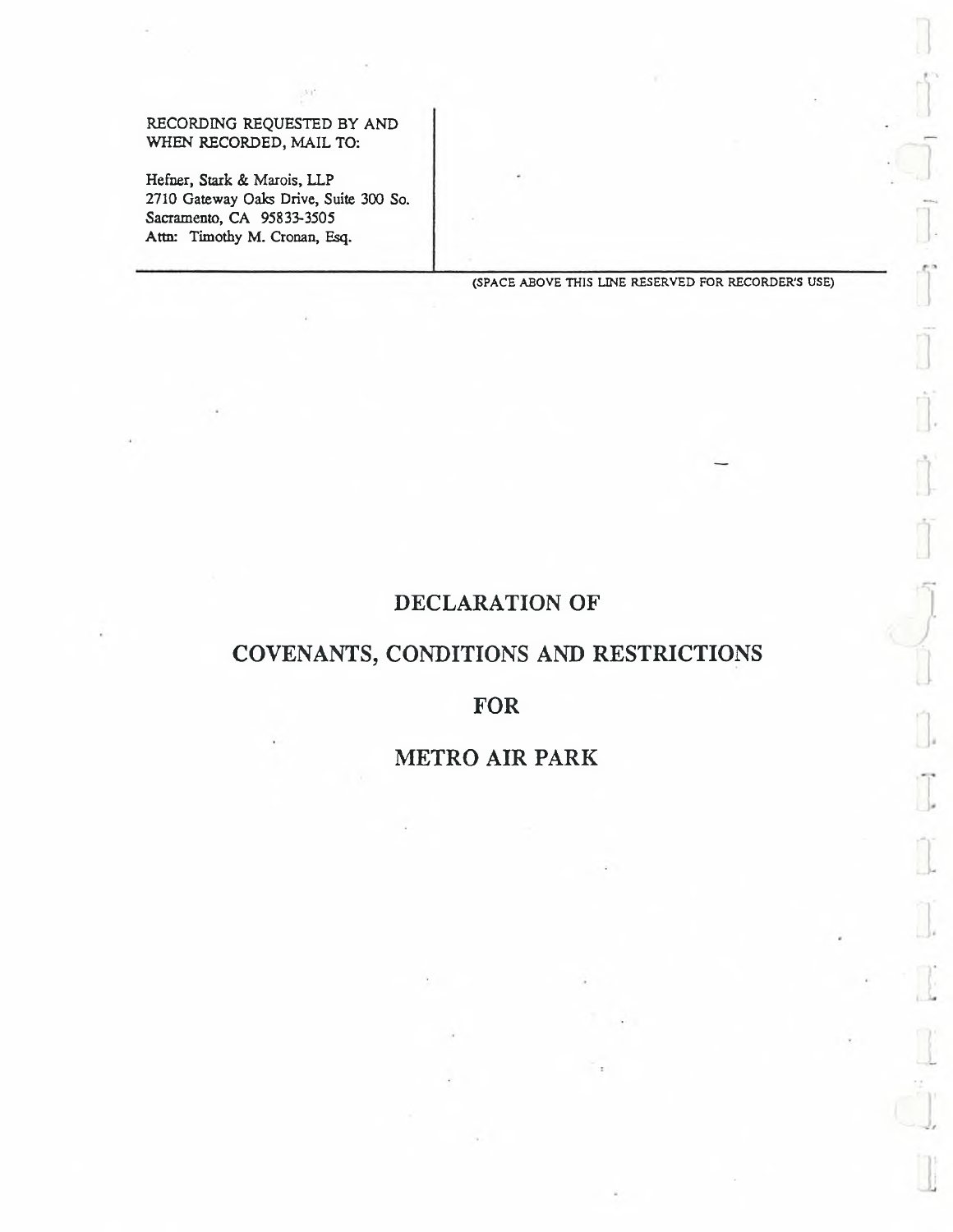RECORDING REQUESTED BY AND
WHEN RECORDED, MAIL TO:

Hefner, Stark & Marois, LLP
2710 Gateway Oaks Drive, Suite 300 So.
Sacramento, CA 95833-3505
Attn: Timothy M. Cronan, Esq.

(SPACE ABOVE THIS LINE RESERVED FOR RECORDER'S USE)

# DECLARATION OF

# COVENANTS, CONDITIONS AND RESTRICTIONS

# FOR

# METRO AIR PARK